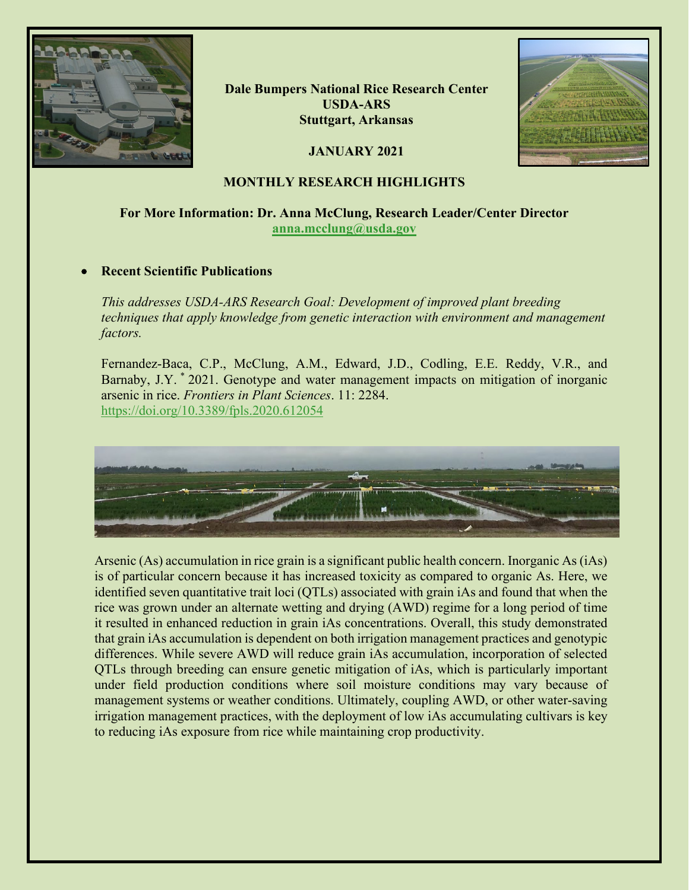**Dale Bumpers National Rice Research Center**
**USDA-ARS**
**Stuttgart, Arkansas**

**JANUARY 2021**

## MONTHLY RESEARCH HIGHLIGHTS

**For More Information: Dr. Anna McClung, Research Leader/Center Director**
**anna.mcclung@usda.gov**

- **Recent Scientific Publications**

*This addresses USDA-ARS Research Goal: Development of improved plant breeding techniques that apply knowledge from genetic interaction with environment and management factors.*

Fernandez-Baca, C.P., McClung, A.M., Edward, J.D., Codling, E.E. Reddy, V.R., and Barnaby, J.Y. * 2021. Genotype and water management impacts on mitigation of inorganic arsenic in rice. *Frontiers in Plant Sciences*. 11: 2284.
https://doi.org/10.3389/fpls.2020.612054

Arsenic (As) accumulation in rice grain is a significant public health concern. Inorganic As (iAs) is of particular concern because it has increased toxicity as compared to organic As. Here, we identified seven quantitative trait loci (QTLs) associated with grain iAs and found that when the rice was grown under an alternate wetting and drying (AWD) regime for a long period of time it resulted in enhanced reduction in grain iAs concentrations. Overall, this study demonstrated that grain iAs accumulation is dependent on both irrigation management practices and genotypic differences. While severe AWD will reduce grain iAs accumulation, incorporation of selected QTLs through breeding can ensure genetic mitigation of iAs, which is particularly important under field production conditions where soil moisture conditions may vary because of management systems or weather conditions. Ultimately, coupling AWD, or other water-saving irrigation management practices, with the deployment of low iAs accumulating cultivars is key to reducing iAs exposure from rice while maintaining crop productivity.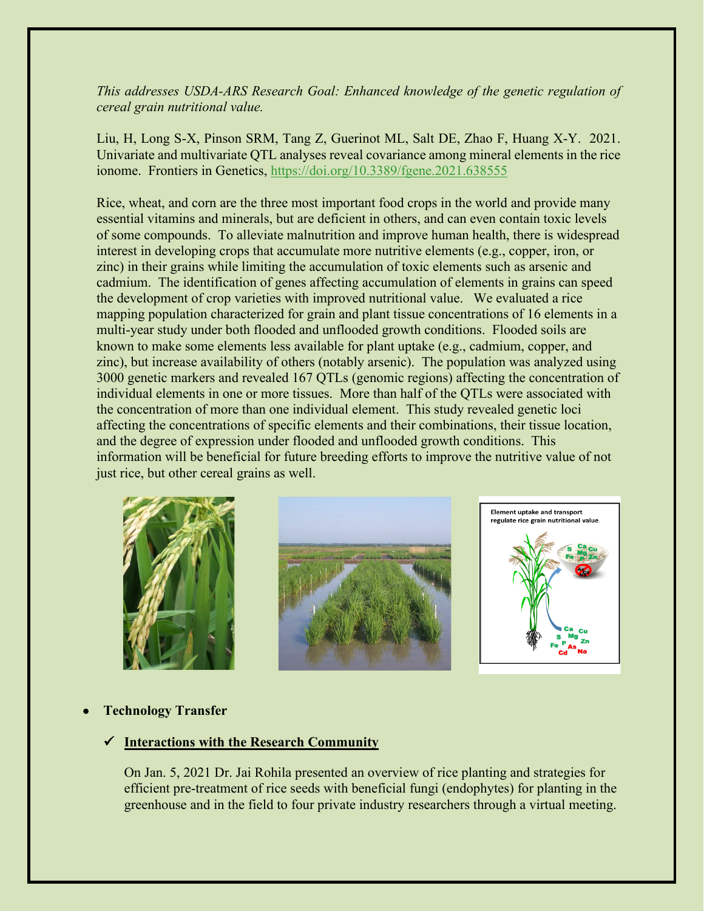*This addresses USDA-ARS Research Goal: Enhanced knowledge of the genetic regulation of cereal grain nutritional value.*

Liu, H, Long S-X, Pinson SRM, Tang Z, Guerinot ML, Salt DE, Zhao F, Huang X-Y. 2021. Univariate and multivariate QTL analyses reveal covariance among mineral elements in the rice ionome. Frontiers in Genetics, https://doi.org/10.3389/fgene.2021.638555

Rice, wheat, and corn are the three most important food crops in the world and provide many essential vitamins and minerals, but are deficient in others, and can even contain toxic levels of some compounds. To alleviate malnutrition and improve human health, there is widespread interest in developing crops that accumulate more nutritive elements (e.g., copper, iron, or zinc) in their grains while limiting the accumulation of toxic elements such as arsenic and cadmium. The identification of genes affecting accumulation of elements in grains can speed the development of crop varieties with improved nutritional value. We evaluated a rice mapping population characterized for grain and plant tissue concentrations of 16 elements in a multi-year study under both flooded and unflooded growth conditions. Flooded soils are known to make some elements less available for plant uptake (e.g., cadmium, copper, and zinc), but increase availability of others (notably arsenic). The population was analyzed using 3000 genetic markers and revealed 167 QTLs (genomic regions) affecting the concentration of individual elements in one or more tissues. More than half of the QTLs were associated with the concentration of more than one individual element. This study revealed genetic loci affecting the concentrations of specific elements and their combinations, their tissue location, and the degree of expression under flooded and unflooded growth conditions. This information will be beneficial for future breeding efforts to improve the nutritive value of not just rice, but other cereal grains as well.

- **Technology Transfer**

  - ✓ **<u>Interactions with the Research Community</u>**

    On Jan. 5, 2021 Dr. Jai Rohila presented an overview of rice planting and strategies for efficient pre-treatment of rice seeds with beneficial fungi (endophytes) for planting in the greenhouse and in the field to four private industry researchers through a virtual meeting.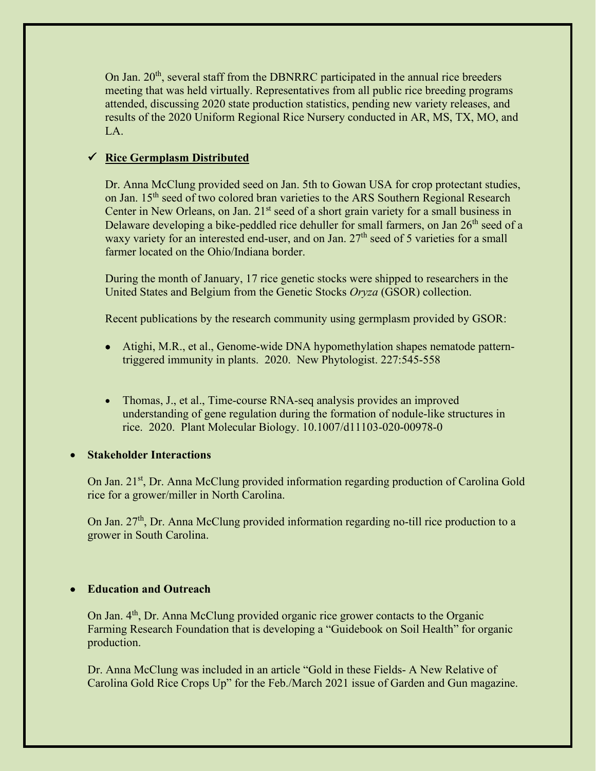On Jan. 20th, several staff from the DBNRRC participated in the annual rice breeders meeting that was held virtually. Representatives from all public rice breeding programs attended, discussing 2020 state production statistics, pending new variety releases, and results of the 2020 Uniform Regional Rice Nursery conducted in AR, MS, TX, MO, and LA.

- ✓ **Rice Germplasm Distributed**

Dr. Anna McClung provided seed on Jan. 5th to Gowan USA for crop protectant studies, on Jan. 15th seed of two colored bran varieties to the ARS Southern Regional Research Center in New Orleans, on Jan. 21st seed of a short grain variety for a small business in Delaware developing a bike-peddled rice dehuller for small farmers, on Jan 26th seed of a waxy variety for an interested end-user, and on Jan. 27th seed of 5 varieties for a small farmer located on the Ohio/Indiana border.

During the month of January, 17 rice genetic stocks were shipped to researchers in the United States and Belgium from the Genetic Stocks *Oryza* (GSOR) collection.

Recent publications by the research community using germplasm provided by GSOR:

- Atighi, M.R., et al., Genome-wide DNA hypomethylation shapes nematode pattern-triggered immunity in plants. 2020. New Phytologist. 227:545-558

- Thomas, J., et al., Time-course RNA-seq analysis provides an improved understanding of gene regulation during the formation of nodule-like structures in rice. 2020. Plant Molecular Biology. 10.1007/d11103-020-00978-0

- **Stakeholder Interactions**

On Jan. 21st, Dr. Anna McClung provided information regarding production of Carolina Gold rice for a grower/miller in North Carolina.

On Jan. 27th, Dr. Anna McClung provided information regarding no-till rice production to a grower in South Carolina.

- **Education and Outreach**

On Jan. 4th, Dr. Anna McClung provided organic rice grower contacts to the Organic Farming Research Foundation that is developing a "Guidebook on Soil Health" for organic production.

Dr. Anna McClung was included in an article "Gold in these Fields- A New Relative of Carolina Gold Rice Crops Up" for the Feb./March 2021 issue of Garden and Gun magazine.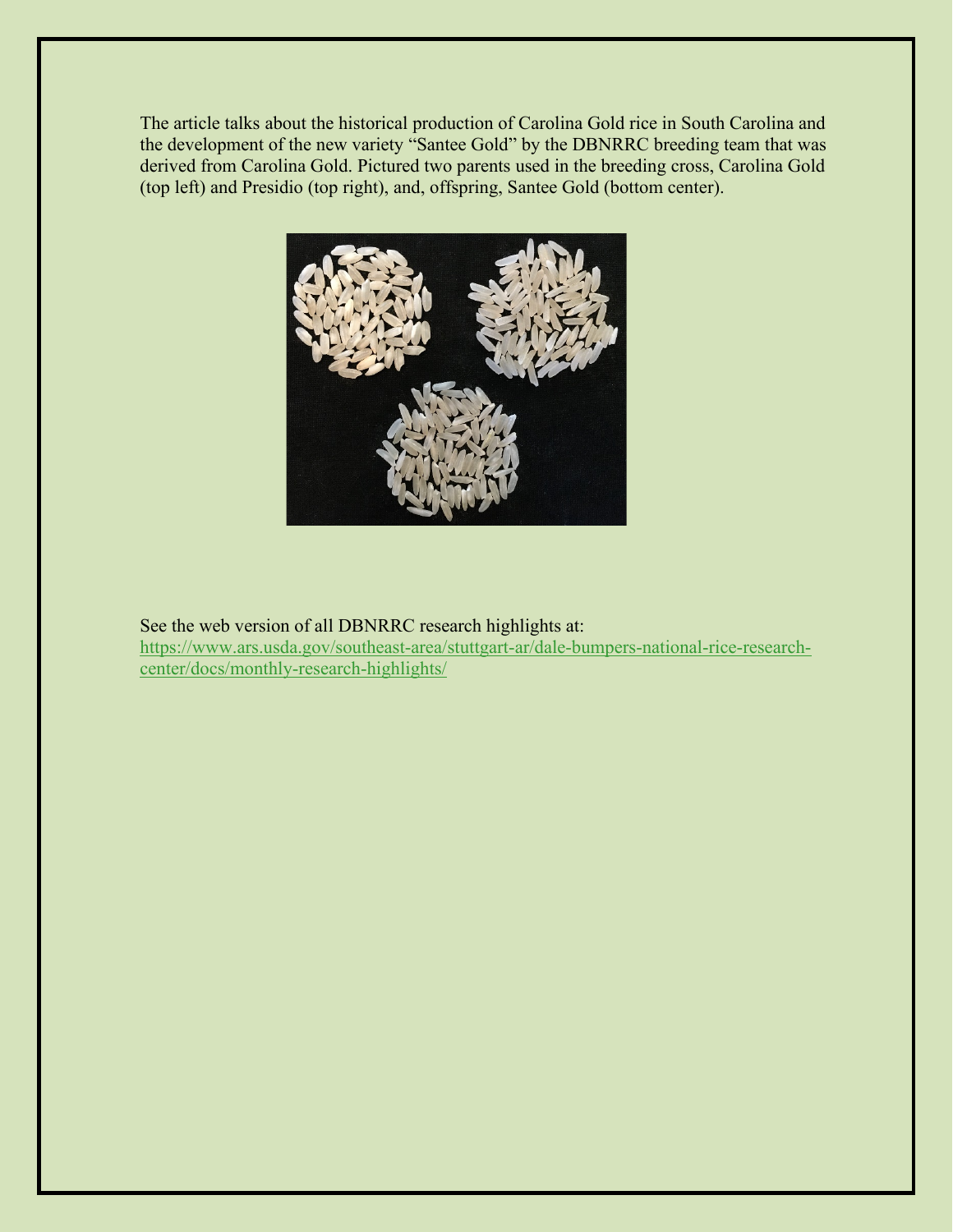The article talks about the historical production of Carolina Gold rice in South Carolina and the development of the new variety "Santee Gold" by the DBNRRC breeding team that was derived from Carolina Gold. Pictured two parents used in the breeding cross, Carolina Gold (top left) and Presidio (top right), and, offspring, Santee Gold (bottom center).

See the web version of all DBNRRC research highlights at:
https://www.ars.usda.gov/southeast-area/stuttgart-ar/dale-bumpers-national-rice-research-center/docs/monthly-research-highlights/